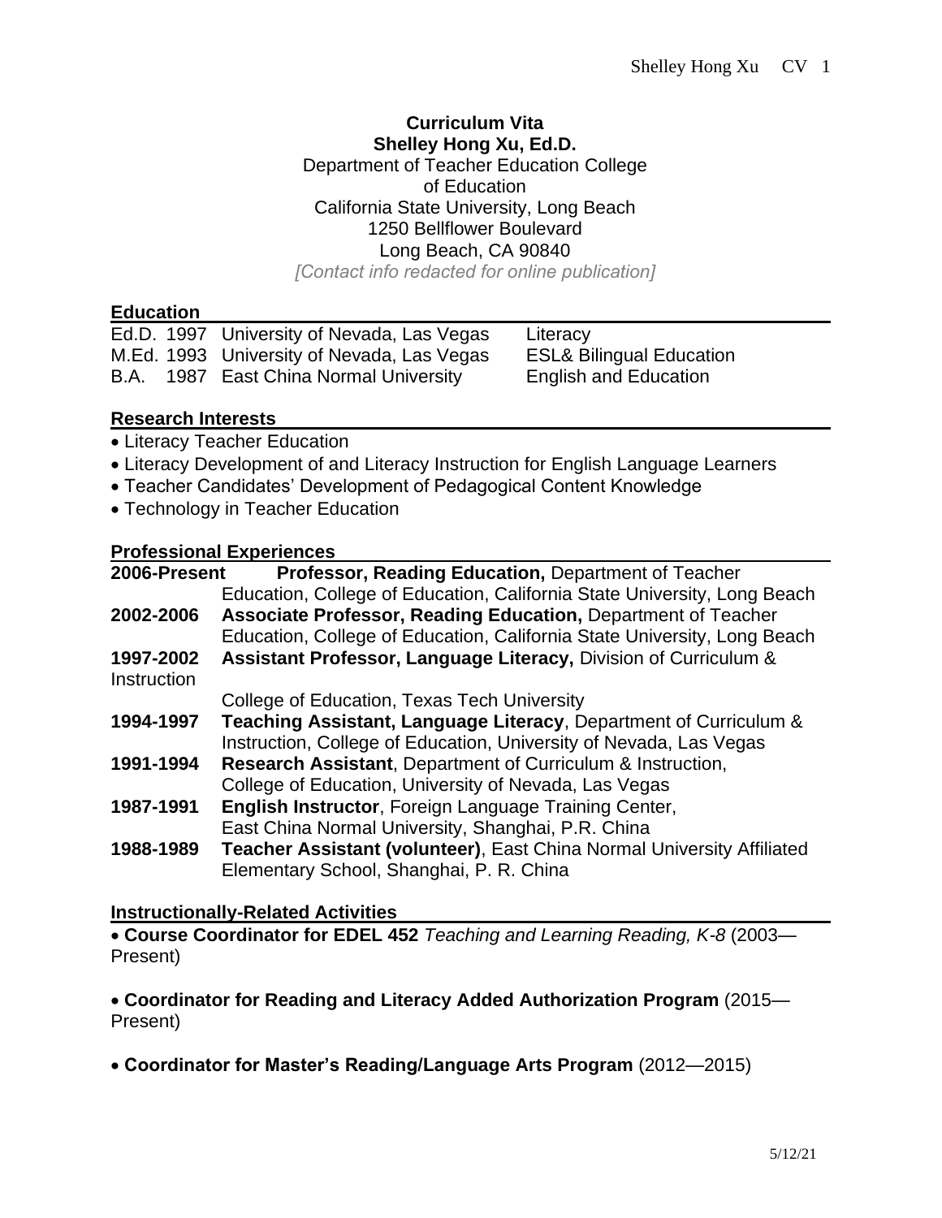**Curriculum Vita**
**Shelley Hong Xu, Ed.D.**
Department of Teacher Education College of Education
California State University, Long Beach
1250 Bellflower Boulevard
Long Beach, CA 90840
*[Contact info redacted for online publication]*

## Education

| | | | |
|---|---|---|---|
| Ed.D. | 1997 | University of Nevada, Las Vegas | Literacy |
| M.Ed. | 1993 | University of Nevada, Las Vegas | ESL& Bilingual Education |
| B.A. | 1987 | East China Normal University | English and Education |

## Research Interests

- Literacy Teacher Education
- Literacy Development of and Literacy Instruction for English Language Learners
- Teacher Candidates' Development of Pedagogical Content Knowledge
- Technology in Teacher Education

## Professional Experiences

**2006-Present** **Professor, Reading Education,** Department of Teacher Education, College of Education, California State University, Long Beach

**2002-2006** **Associate Professor, Reading Education,** Department of Teacher Education, College of Education, California State University, Long Beach

**1997-2002** **Assistant Professor, Language Literacy,** Division of Curriculum & Instruction College of Education, Texas Tech University

**1994-1997** **Teaching Assistant, Language Literacy**, Department of Curriculum & Instruction, College of Education, University of Nevada, Las Vegas

**1991-1994** **Research Assistant**, Department of Curriculum & Instruction, College of Education, University of Nevada, Las Vegas

**1987-1991** **English Instructor**, Foreign Language Training Center, East China Normal University, Shanghai, P.R. China

**1988-1989** **Teacher Assistant (volunteer)**, East China Normal University Affiliated Elementary School, Shanghai, P. R. China

## Instructionally-Related Activities

- **Course Coordinator for EDEL 452** *Teaching and Learning Reading, K-8* (2003—Present)

- **Coordinator for Reading and Literacy Added Authorization Program** (2015—Present)

- **Coordinator for Master's Reading/Language Arts Program** (2012—2015)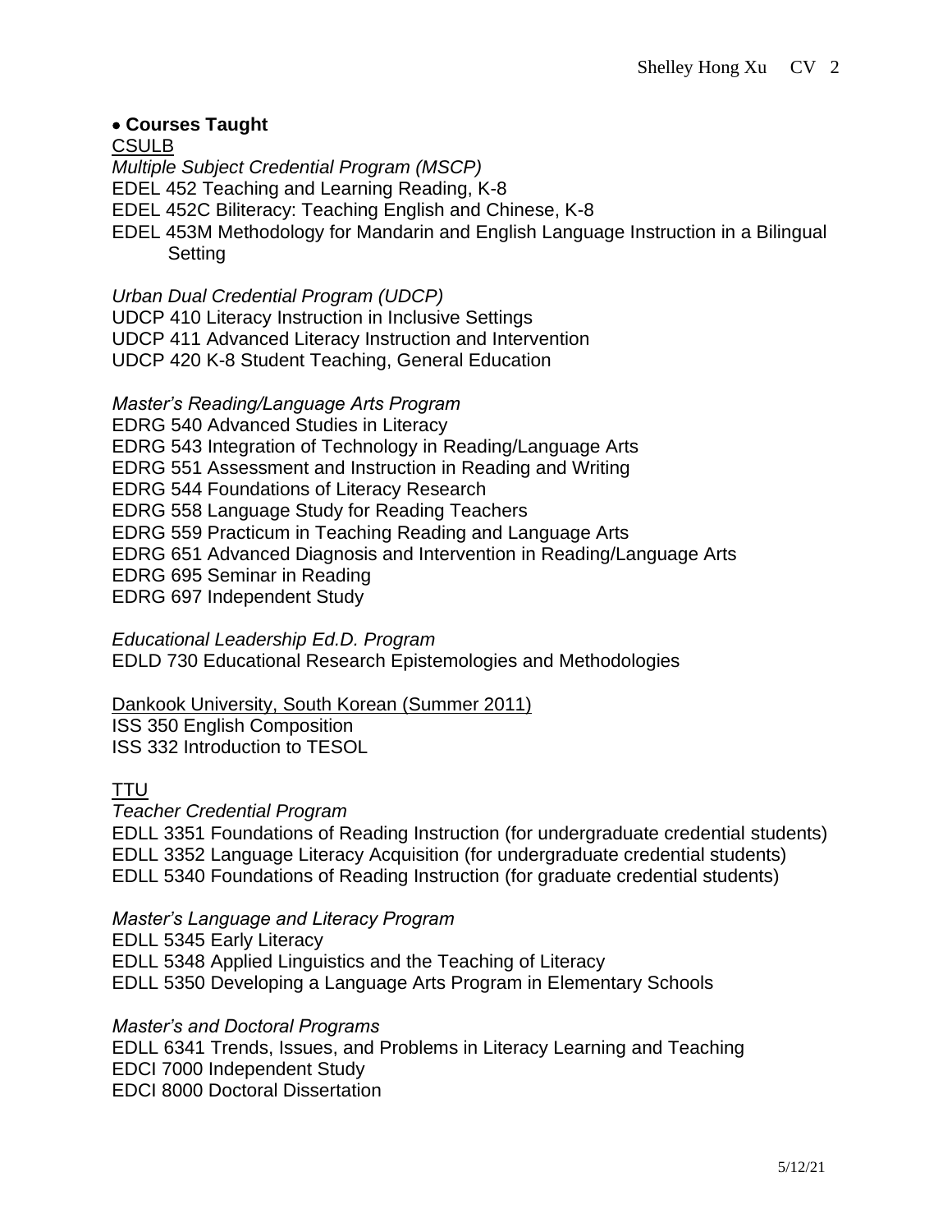- **Courses Taught**

CSULB

*Multiple Subject Credential Program (MSCP)*

EDEL 452 Teaching and Learning Reading, K-8
EDEL 452C Biliteracy: Teaching English and Chinese, K-8
EDEL 453M Methodology for Mandarin and English Language Instruction in a Bilingual Setting

*Urban Dual Credential Program (UDCP)*

UDCP 410 Literacy Instruction in Inclusive Settings
UDCP 411 Advanced Literacy Instruction and Intervention
UDCP 420 K-8 Student Teaching, General Education

*Master's Reading/Language Arts Program*

EDRG 540 Advanced Studies in Literacy
EDRG 543 Integration of Technology in Reading/Language Arts
EDRG 551 Assessment and Instruction in Reading and Writing
EDRG 544 Foundations of Literacy Research
EDRG 558 Language Study for Reading Teachers
EDRG 559 Practicum in Teaching Reading and Language Arts
EDRG 651 Advanced Diagnosis and Intervention in Reading/Language Arts
EDRG 695 Seminar in Reading
EDRG 697 Independent Study

*Educational Leadership Ed.D. Program*

EDLD 730 Educational Research Epistemologies and Methodologies

Dankook University, South Korean (Summer 2011)

ISS 350 English Composition
ISS 332 Introduction to TESOL

TTU

*Teacher Credential Program*

EDLL 3351 Foundations of Reading Instruction (for undergraduate credential students)
EDLL 3352 Language Literacy Acquisition (for undergraduate credential students)
EDLL 5340 Foundations of Reading Instruction (for graduate credential students)

*Master's Language and Literacy Program*

EDLL 5345 Early Literacy
EDLL 5348 Applied Linguistics and the Teaching of Literacy
EDLL 5350 Developing a Language Arts Program in Elementary Schools

*Master's and Doctoral Programs*

EDLL 6341 Trends, Issues, and Problems in Literacy Learning and Teaching
EDCI 7000 Independent Study
EDCI 8000 Doctoral Dissertation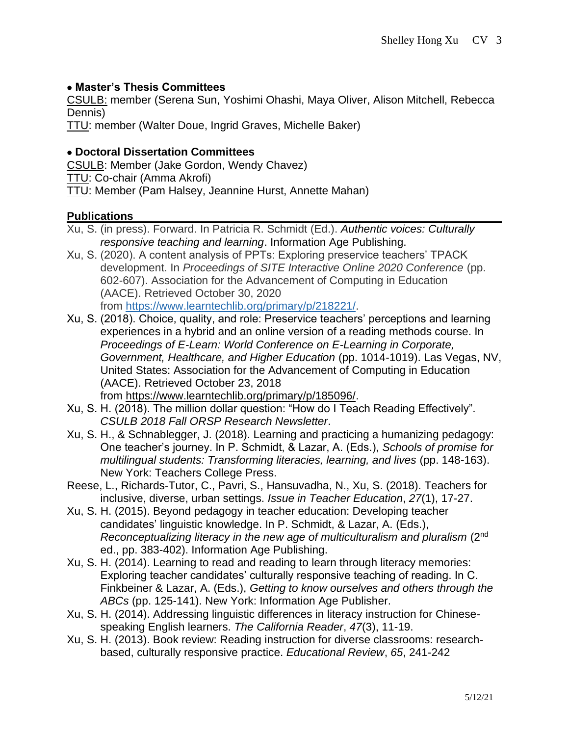- **Master's Thesis Committees**

CSULB: member (Serena Sun, Yoshimi Ohashi, Maya Oliver, Alison Mitchell, Rebecca Dennis)

TTU: member (Walter Doue, Ingrid Graves, Michelle Baker)

- **Doctoral Dissertation Committees**

CSULB: Member (Jake Gordon, Wendy Chavez)

TTU: Co-chair (Amma Akrofi)

TTU: Member (Pam Halsey, Jeannine Hurst, Annette Mahan)

## Publications

Xu, S. (in press). Forward. In Patricia R. Schmidt (Ed.). *Authentic voices: Culturally responsive teaching and learning*. Information Age Publishing.

Xu, S. (2020). A content analysis of PPTs: Exploring preservice teachers' TPACK development. In *Proceedings of SITE Interactive Online 2020 Conference* (pp. 602-607). Association for the Advancement of Computing in Education (AACE). Retrieved October 30, 2020 from https://www.learntechlib.org/primary/p/218221/.

Xu, S. (2018). Choice, quality, and role: Preservice teachers' perceptions and learning experiences in a hybrid and an online version of a reading methods course. In *Proceedings of E-Learn: World Conference on E-Learning in Corporate, Government, Healthcare, and Higher Education* (pp. 1014-1019). Las Vegas, NV, United States: Association for the Advancement of Computing in Education (AACE). Retrieved October 23, 2018 from https://www.learntechlib.org/primary/p/185096/.

Xu, S. H. (2018). The million dollar question: "How do I Teach Reading Effectively". *CSULB 2018 Fall ORSP Research Newsletter*.

Xu, S. H., & Schnablegger, J. (2018). Learning and practicing a humanizing pedagogy: One teacher's journey. In P. Schmidt, & Lazar, A. (Eds.), *Schools of promise for multilingual students: Transforming literacies, learning, and lives* (pp. 148-163). New York: Teachers College Press.

Reese, L., Richards-Tutor, C., Pavri, S., Hansuvadha, N., Xu, S. (2018). Teachers for inclusive, diverse, urban settings. *Issue in Teacher Education*, *27*(1), 17-27.

Xu, S. H. (2015). Beyond pedagogy in teacher education: Developing teacher candidates' linguistic knowledge. In P. Schmidt, & Lazar, A. (Eds.), *Reconceptualizing literacy in the new age of multiculturalism and pluralism* (2nd ed., pp. 383-402). Information Age Publishing.

Xu, S. H. (2014). Learning to read and reading to learn through literacy memories: Exploring teacher candidates' culturally responsive teaching of reading. In C. Finkbeiner & Lazar, A. (Eds.), *Getting to know ourselves and others through the ABCs* (pp. 125-141). New York: Information Age Publisher.

Xu, S. H. (2014). Addressing linguistic differences in literacy instruction for Chinese-speaking English learners. *The California Reader*, *47*(3), 11-19.

Xu, S. H. (2013). Book review: Reading instruction for diverse classrooms: research-based, culturally responsive practice. *Educational Review*, *65*, 241-242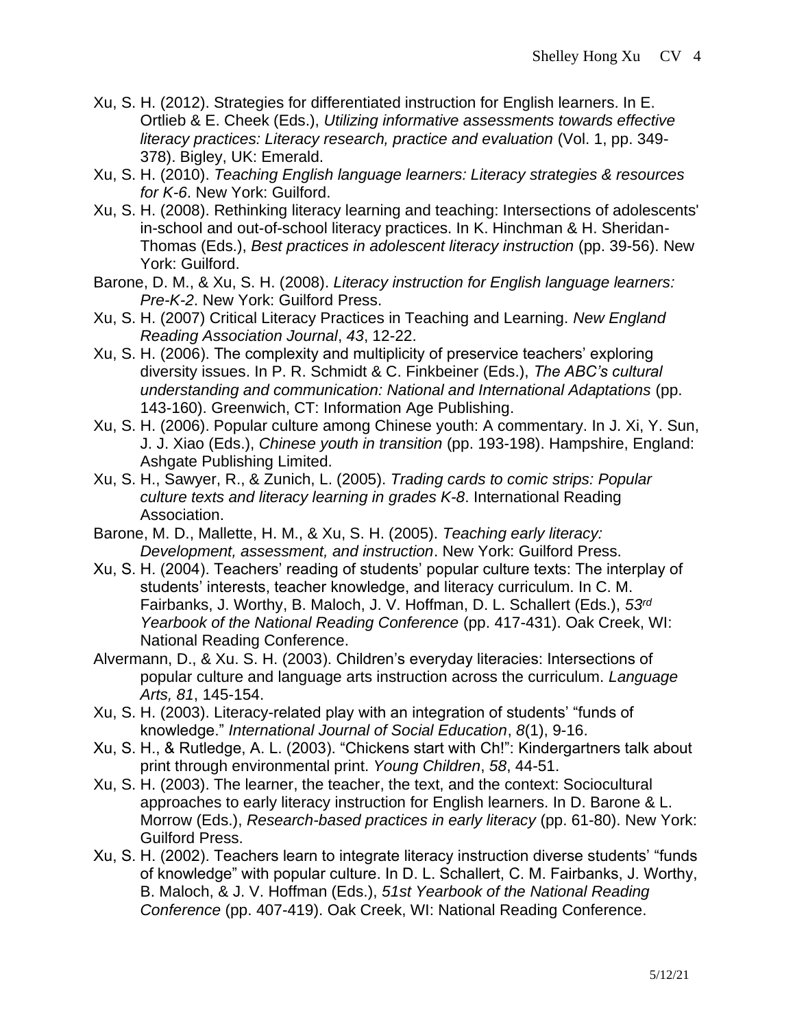Xu, S. H. (2012). Strategies for differentiated instruction for English learners. In E. Ortlieb & E. Cheek (Eds.), *Utilizing informative assessments towards effective literacy practices: Literacy research, practice and evaluation* (Vol. 1, pp. 349-378). Bigley, UK: Emerald.

Xu, S. H. (2010). *Teaching English language learners: Literacy strategies & resources for K-6*. New York: Guilford.

Xu, S. H. (2008). Rethinking literacy learning and teaching: Intersections of adolescents' in-school and out-of-school literacy practices. In K. Hinchman & H. Sheridan-Thomas (Eds.), *Best practices in adolescent literacy instruction* (pp. 39-56). New York: Guilford.

Barone, D. M., & Xu, S. H. (2008). *Literacy instruction for English language learners: Pre-K-2*. New York: Guilford Press.

Xu, S. H. (2007) Critical Literacy Practices in Teaching and Learning. *New England Reading Association Journal*, *43*, 12-22.

Xu, S. H. (2006). The complexity and multiplicity of preservice teachers' exploring diversity issues. In P. R. Schmidt & C. Finkbeiner (Eds.), *The ABC's cultural understanding and communication: National and International Adaptations* (pp. 143-160). Greenwich, CT: Information Age Publishing.

Xu, S. H. (2006). Popular culture among Chinese youth: A commentary. In J. Xi, Y. Sun, J. J. Xiao (Eds.), *Chinese youth in transition* (pp. 193-198). Hampshire, England: Ashgate Publishing Limited.

Xu, S. H., Sawyer, R., & Zunich, L. (2005). *Trading cards to comic strips: Popular culture texts and literacy learning in grades K-8*. International Reading Association.

Barone, M. D., Mallette, H. M., & Xu, S. H. (2005). *Teaching early literacy: Development, assessment, and instruction*. New York: Guilford Press.

Xu, S. H. (2004). Teachers' reading of students' popular culture texts: The interplay of students' interests, teacher knowledge, and literacy curriculum. In C. M. Fairbanks, J. Worthy, B. Maloch, J. V. Hoffman, D. L. Schallert (Eds.), *53rd Yearbook of the National Reading Conference* (pp. 417-431). Oak Creek, WI: National Reading Conference.

Alvermann, D., & Xu. S. H. (2003). Children's everyday literacies: Intersections of popular culture and language arts instruction across the curriculum. *Language Arts, 81*, 145-154.

Xu, S. H. (2003). Literacy-related play with an integration of students' "funds of knowledge." *International Journal of Social Education*, *8*(1), 9-16.

Xu, S. H., & Rutledge, A. L. (2003). "Chickens start with Ch!": Kindergartners talk about print through environmental print. *Young Children*, *58*, 44-51.

Xu, S. H. (2003). The learner, the teacher, the text, and the context: Sociocultural approaches to early literacy instruction for English learners. In D. Barone & L. Morrow (Eds.), *Research-based practices in early literacy* (pp. 61-80). New York: Guilford Press.

Xu, S. H. (2002). Teachers learn to integrate literacy instruction diverse students' "funds of knowledge" with popular culture. In D. L. Schallert, C. M. Fairbanks, J. Worthy, B. Maloch, & J. V. Hoffman (Eds.), *51st Yearbook of the National Reading Conference* (pp. 407-419). Oak Creek, WI: National Reading Conference.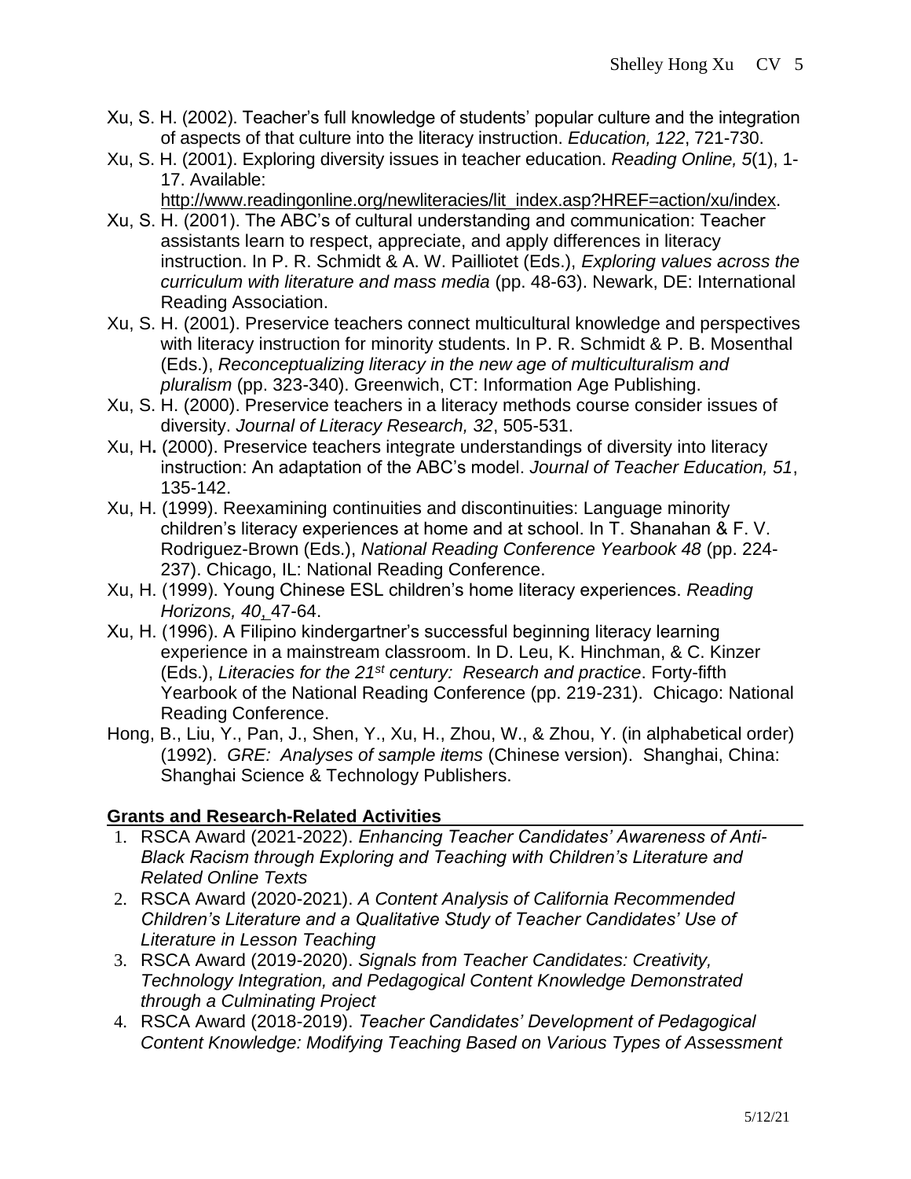Xu, S. H. (2002). Teacher's full knowledge of students' popular culture and the integration of aspects of that culture into the literacy instruction. *Education, 122*, 721-730.

Xu, S. H. (2001). Exploring diversity issues in teacher education. *Reading Online, 5*(1), 1-17. Available: http://www.readingonline.org/newliteracies/lit_index.asp?HREF=action/xu/index.

Xu, S. H. (2001). The ABC's of cultural understanding and communication: Teacher assistants learn to respect, appreciate, and apply differences in literacy instruction. In P. R. Schmidt & A. W. Pailliotet (Eds.), *Exploring values across the curriculum with literature and mass media* (pp. 48-63). Newark, DE: International Reading Association.

Xu, S. H. (2001). Preservice teachers connect multicultural knowledge and perspectives with literacy instruction for minority students. In P. R. Schmidt & P. B. Mosenthal (Eds.), *Reconceptualizing literacy in the new age of multiculturalism and pluralism* (pp. 323-340). Greenwich, CT: Information Age Publishing.

Xu, S. H. (2000). Preservice teachers in a literacy methods course consider issues of diversity. *Journal of Literacy Research, 32*, 505-531.

Xu, H. (2000). Preservice teachers integrate understandings of diversity into literacy instruction: An adaptation of the ABC's model. *Journal of Teacher Education, 51*, 135-142.

Xu, H. (1999). Reexamining continuities and discontinuities: Language minority children's literacy experiences at home and at school. In T. Shanahan & F. V. Rodriguez-Brown (Eds.), *National Reading Conference Yearbook 48* (pp. 224-237). Chicago, IL: National Reading Conference.

Xu, H. (1999). Young Chinese ESL children's home literacy experiences. *Reading Horizons, 40*, 47-64.

Xu, H. (1996). A Filipino kindergartner's successful beginning literacy learning experience in a mainstream classroom. In D. Leu, K. Hinchman, & C. Kinzer (Eds.), *Literacies for the 21st century: Research and practice*. Forty-fifth Yearbook of the National Reading Conference (pp. 219-231). Chicago: National Reading Conference.

Hong, B., Liu, Y., Pan, J., Shen, Y., Xu, H., Zhou, W., & Zhou, Y. (in alphabetical order) (1992). *GRE: Analyses of sample items* (Chinese version). Shanghai, China: Shanghai Science & Technology Publishers.

## Grants and Research-Related Activities

1. RSCA Award (2021-2022). *Enhancing Teacher Candidates' Awareness of Anti-Black Racism through Exploring and Teaching with Children's Literature and Related Online Texts*
2. RSCA Award (2020-2021). *A Content Analysis of California Recommended Children's Literature and a Qualitative Study of Teacher Candidates' Use of Literature in Lesson Teaching*
3. RSCA Award (2019-2020). *Signals from Teacher Candidates: Creativity, Technology Integration, and Pedagogical Content Knowledge Demonstrated through a Culminating Project*
4. RSCA Award (2018-2019). *Teacher Candidates' Development of Pedagogical Content Knowledge: Modifying Teaching Based on Various Types of Assessment*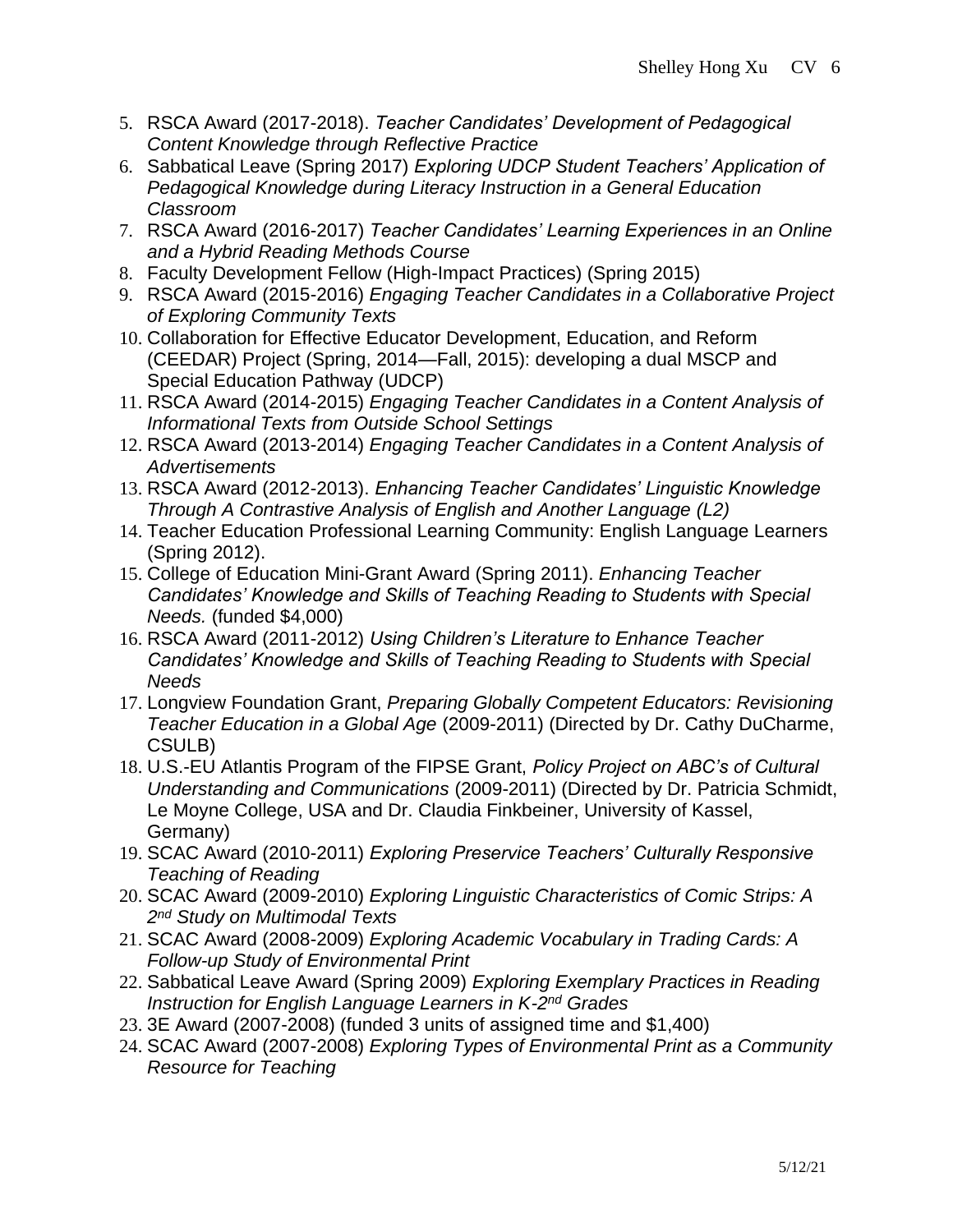5. RSCA Award (2017-2018). *Teacher Candidates' Development of Pedagogical Content Knowledge through Reflective Practice*
6. Sabbatical Leave (Spring 2017) *Exploring UDCP Student Teachers' Application of Pedagogical Knowledge during Literacy Instruction in a General Education Classroom*
7. RSCA Award (2016-2017) *Teacher Candidates' Learning Experiences in an Online and a Hybrid Reading Methods Course*
8. Faculty Development Fellow (High-Impact Practices) (Spring 2015)
9. RSCA Award (2015-2016) *Engaging Teacher Candidates in a Collaborative Project of Exploring Community Texts*
10. Collaboration for Effective Educator Development, Education, and Reform (CEEDAR) Project (Spring, 2014—Fall, 2015): developing a dual MSCP and Special Education Pathway (UDCP)
11. RSCA Award (2014-2015) *Engaging Teacher Candidates in a Content Analysis of Informational Texts from Outside School Settings*
12. RSCA Award (2013-2014) *Engaging Teacher Candidates in a Content Analysis of Advertisements*
13. RSCA Award (2012-2013). *Enhancing Teacher Candidates' Linguistic Knowledge Through A Contrastive Analysis of English and Another Language (L2)*
14. Teacher Education Professional Learning Community: English Language Learners (Spring 2012).
15. College of Education Mini-Grant Award (Spring 2011). *Enhancing Teacher Candidates' Knowledge and Skills of Teaching Reading to Students with Special Needs.* (funded $4,000)
16. RSCA Award (2011-2012) *Using Children's Literature to Enhance Teacher Candidates' Knowledge and Skills of Teaching Reading to Students with Special Needs*
17. Longview Foundation Grant, *Preparing Globally Competent Educators: Revisioning Teacher Education in a Global Age* (2009-2011) (Directed by Dr. Cathy DuCharme, CSULB)
18. U.S.-EU Atlantis Program of the FIPSE Grant, *Policy Project on ABC's of Cultural Understanding and Communications* (2009-2011) (Directed by Dr. Patricia Schmidt, Le Moyne College, USA and Dr. Claudia Finkbeiner, University of Kassel, Germany)
19. SCAC Award (2010-2011) *Exploring Preservice Teachers' Culturally Responsive Teaching of Reading*
20. SCAC Award (2009-2010) *Exploring Linguistic Characteristics of Comic Strips: A 2nd Study on Multimodal Texts*
21. SCAC Award (2008-2009) *Exploring Academic Vocabulary in Trading Cards: A Follow-up Study of Environmental Print*
22. Sabbatical Leave Award (Spring 2009) *Exploring Exemplary Practices in Reading Instruction for English Language Learners in K-2nd Grades*
23. 3E Award (2007-2008) (funded 3 units of assigned time and $1,400)
24. SCAC Award (2007-2008) *Exploring Types of Environmental Print as a Community Resource for Teaching*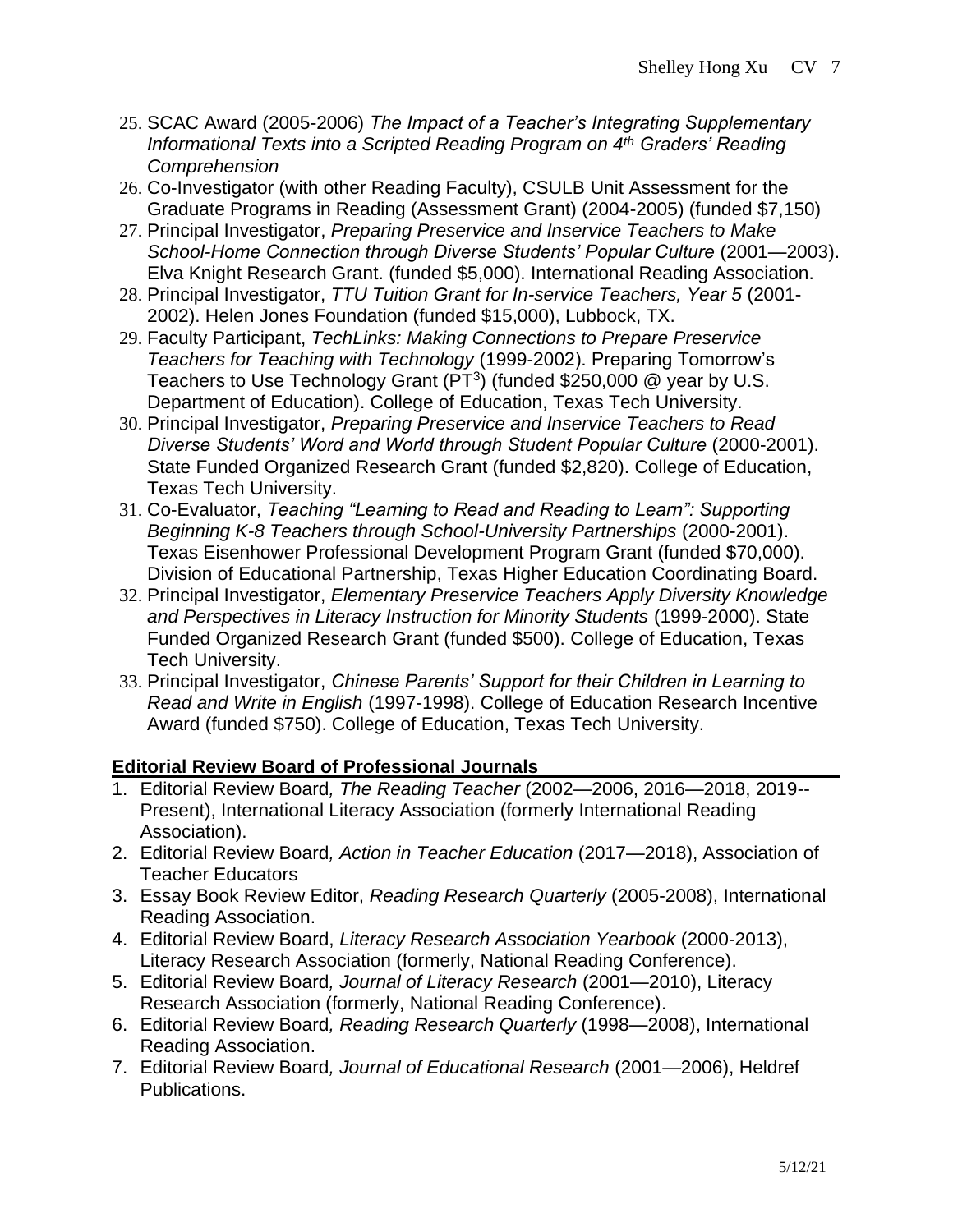25. SCAC Award (2005-2006) *The Impact of a Teacher's Integrating Supplementary Informational Texts into a Scripted Reading Program on 4th Graders' Reading Comprehension*
26. Co-Investigator (with other Reading Faculty), CSULB Unit Assessment for the Graduate Programs in Reading (Assessment Grant) (2004-2005) (funded $7,150)
27. Principal Investigator, *Preparing Preservice and Inservice Teachers to Make School-Home Connection through Diverse Students' Popular Culture* (2001—2003). Elva Knight Research Grant. (funded $5,000). International Reading Association.
28. Principal Investigator, *TTU Tuition Grant for In-service Teachers, Year 5* (2001-2002). Helen Jones Foundation (funded $15,000), Lubbock, TX.
29. Faculty Participant, *TechLinks: Making Connections to Prepare Preservice Teachers for Teaching with Technology* (1999-2002). Preparing Tomorrow's Teachers to Use Technology Grant ($PT^3$) (funded $250,000 @ year by U.S. Department of Education). College of Education, Texas Tech University.
30. Principal Investigator, *Preparing Preservice and Inservice Teachers to Read Diverse Students' Word and World through Student Popular Culture* (2000-2001). State Funded Organized Research Grant (funded $2,820). College of Education, Texas Tech University.
31. Co-Evaluator, *Teaching "Learning to Read and Reading to Learn": Supporting Beginning K-8 Teachers through School-University Partnerships* (2000-2001). Texas Eisenhower Professional Development Program Grant (funded $70,000). Division of Educational Partnership, Texas Higher Education Coordinating Board.
32. Principal Investigator, *Elementary Preservice Teachers Apply Diversity Knowledge and Perspectives in Literacy Instruction for Minority Students* (1999-2000). State Funded Organized Research Grant (funded $500). College of Education, Texas Tech University.
33. Principal Investigator, *Chinese Parents' Support for their Children in Learning to Read and Write in English* (1997-1998). College of Education Research Incentive Award (funded $750). College of Education, Texas Tech University.

## **Editorial Review Board of Professional Journals**

1. Editorial Review Board*, The Reading Teacher* (2002—2006, 2016—2018, 2019--Present), International Literacy Association (formerly International Reading Association).
2. Editorial Review Board*, Action in Teacher Education* (2017—2018), Association of Teacher Educators
3. Essay Book Review Editor, *Reading Research Quarterly* (2005-2008), International Reading Association.
4. Editorial Review Board, *Literacy Research Association Yearbook* (2000-2013), Literacy Research Association (formerly, National Reading Conference).
5. Editorial Review Board*, Journal of Literacy Research* (2001—2010), Literacy Research Association (formerly, National Reading Conference).
6. Editorial Review Board*, Reading Research Quarterly* (1998—2008), International Reading Association.
7. Editorial Review Board*, Journal of Educational Research* (2001—2006), Heldref Publications.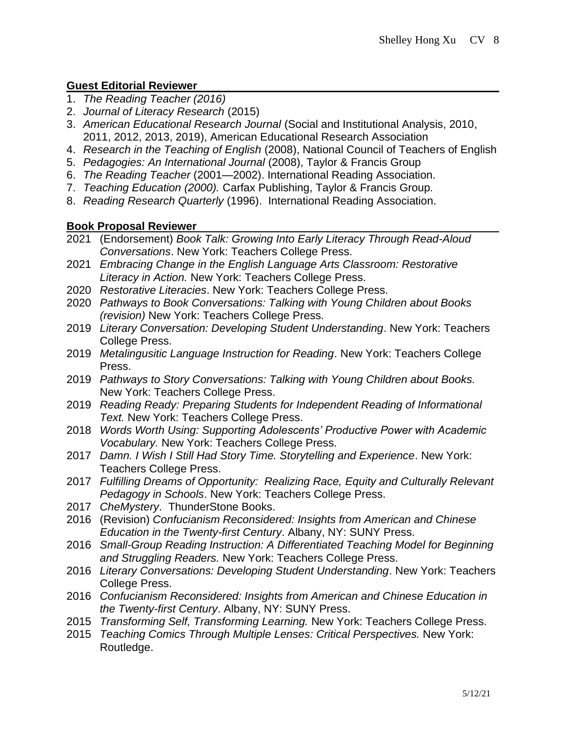## Guest Editorial Reviewer

1. *The Reading Teacher (2016)*
2. *Journal of Literacy Research* (2015)
3. *American Educational Research Journal* (Social and Institutional Analysis, 2010, 2011, 2012, 2013, 2019), American Educational Research Association
4. *Research in the Teaching of English* (2008), National Council of Teachers of English
5. *Pedagogies: An International Journal* (2008), Taylor & Francis Group
6. *The Reading Teacher* (2001—2002). International Reading Association.
7. *Teaching Education (2000).* Carfax Publishing, Taylor & Francis Group*.*
8. *Reading Research Quarterly* (1996). International Reading Association.

## Book Proposal Reviewer

2021 (Endorsement) *Book Talk: Growing Into Early Literacy Through Read-Aloud Conversations*. New York: Teachers College Press.

2021 *Embracing Change in the English Language Arts Classroom: Restorative Literacy in Action.* New York: Teachers College Press.

2020 *Restorative Literacies*. New York: Teachers College Press.

2020 *Pathways to Book Conversations: Talking with Young Children about Books (revision)* New York: Teachers College Press.

2019 *Literary Conversation: Developing Student Understanding*. New York: Teachers College Press.

2019 *Metalingusitic Language Instruction for Reading*. New York: Teachers College Press.

2019 *Pathways to Story Conversations: Talking with Young Children about Books.* New York: Teachers College Press.

2019 *Reading Ready: Preparing Students for Independent Reading of Informational Text.* New York: Teachers College Press.

2018 *Words Worth Using: Supporting Adolescents' Productive Power with Academic Vocabulary.* New York: Teachers College Press.

2017 *Damn. I Wish I Still Had Story Time. Storytelling and Experience*. New York: Teachers College Press.

2017 *Fulfilling Dreams of Opportunity: Realizing Race, Equity and Culturally Relevant Pedagogy in Schools*. New York: Teachers College Press.

2017 *CheMystery*. ThunderStone Books.

2016 (Revision) *Confucianism Reconsidered: Insights from American and Chinese Education in the Twenty-first Century*. Albany, NY: SUNY Press.

2016 *Small-Group Reading Instruction: A Differentiated Teaching Model for Beginning and Struggling Readers.* New York: Teachers College Press.

2016 *Literary Conversations: Developing Student Understanding*. New York: Teachers College Press.

2016 *Confucianism Reconsidered: Insights from American and Chinese Education in the Twenty-first Century*. Albany, NY: SUNY Press.

2015 *Transforming Self, Transforming Learning.* New York: Teachers College Press.

2015 *Teaching Comics Through Multiple Lenses: Critical Perspectives.* New York: Routledge.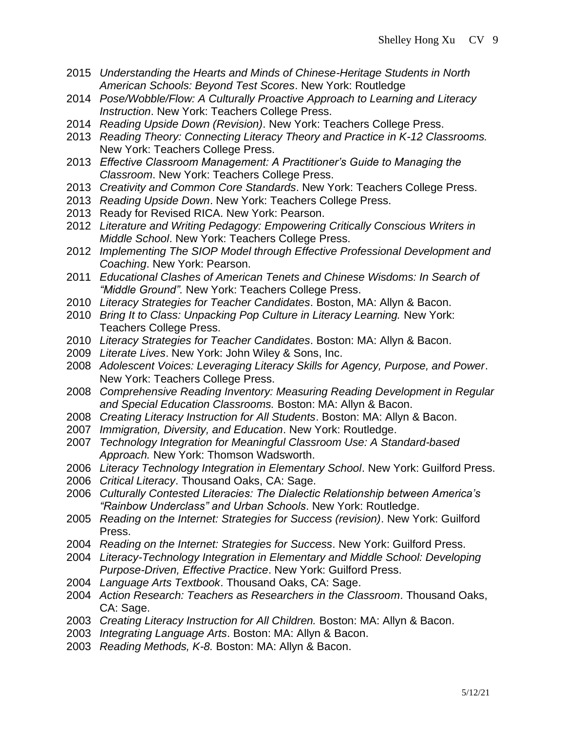2015 *Understanding the Hearts and Minds of Chinese-Heritage Students in North American Schools: Beyond Test Scores*. New York: Routledge

2014 *Pose/Wobble/Flow: A Culturally Proactive Approach to Learning and Literacy Instruction*. New York: Teachers College Press.

2014 *Reading Upside Down (Revision)*. New York: Teachers College Press.

2013 *Reading Theory: Connecting Literacy Theory and Practice in K-12 Classrooms.* New York: Teachers College Press.

2013 *Effective Classroom Management: A Practitioner's Guide to Managing the Classroom*. New York: Teachers College Press.

2013 *Creativity and Common Core Standards*. New York: Teachers College Press.

2013 *Reading Upside Down*. New York: Teachers College Press.

2013 Ready for Revised RICA. New York: Pearson.

2012 *Literature and Writing Pedagogy: Empowering Critically Conscious Writers in Middle School*. New York: Teachers College Press.

2012 *Implementing The SIOP Model through Effective Professional Development and Coaching*. New York: Pearson.

2011 *Educational Clashes of American Tenets and Chinese Wisdoms: In Search of "Middle Ground".* New York: Teachers College Press.

2010 *Literacy Strategies for Teacher Candidates*. Boston, MA: Allyn & Bacon.

2010 *Bring It to Class: Unpacking Pop Culture in Literacy Learning.* New York: Teachers College Press.

2010 *Literacy Strategies for Teacher Candidates*. Boston: MA: Allyn & Bacon.

2009 *Literate Lives*. New York: John Wiley & Sons, Inc.

2008 *Adolescent Voices: Leveraging Literacy Skills for Agency, Purpose, and Power*. New York: Teachers College Press.

2008 *Comprehensive Reading Inventory: Measuring Reading Development in Regular and Special Education Classrooms.* Boston: MA: Allyn & Bacon.

2008 *Creating Literacy Instruction for All Students*. Boston: MA: Allyn & Bacon.

2007 *Immigration, Diversity, and Education*. New York: Routledge.

2007 *Technology Integration for Meaningful Classroom Use: A Standard-based Approach.* New York: Thomson Wadsworth.

2006 *Literacy Technology Integration in Elementary School*. New York: Guilford Press.

2006 *Critical Literacy*. Thousand Oaks, CA: Sage.

2006 *Culturally Contested Literacies: The Dialectic Relationship between America's "Rainbow Underclass" and Urban Schools*. New York: Routledge.

2005 *Reading on the Internet: Strategies for Success (revision)*. New York: Guilford Press.

2004 *Reading on the Internet: Strategies for Success*. New York: Guilford Press.

2004 *Literacy-Technology Integration in Elementary and Middle School: Developing Purpose-Driven, Effective Practice*. New York: Guilford Press.

2004 *Language Arts Textbook*. Thousand Oaks, CA: Sage.

2004 *Action Research: Teachers as Researchers in the Classroom*. Thousand Oaks, CA: Sage.

2003 *Creating Literacy Instruction for All Children.* Boston: MA: Allyn & Bacon.

2003 *Integrating Language Arts*. Boston: MA: Allyn & Bacon.

2003 *Reading Methods, K-8.* Boston: MA: Allyn & Bacon.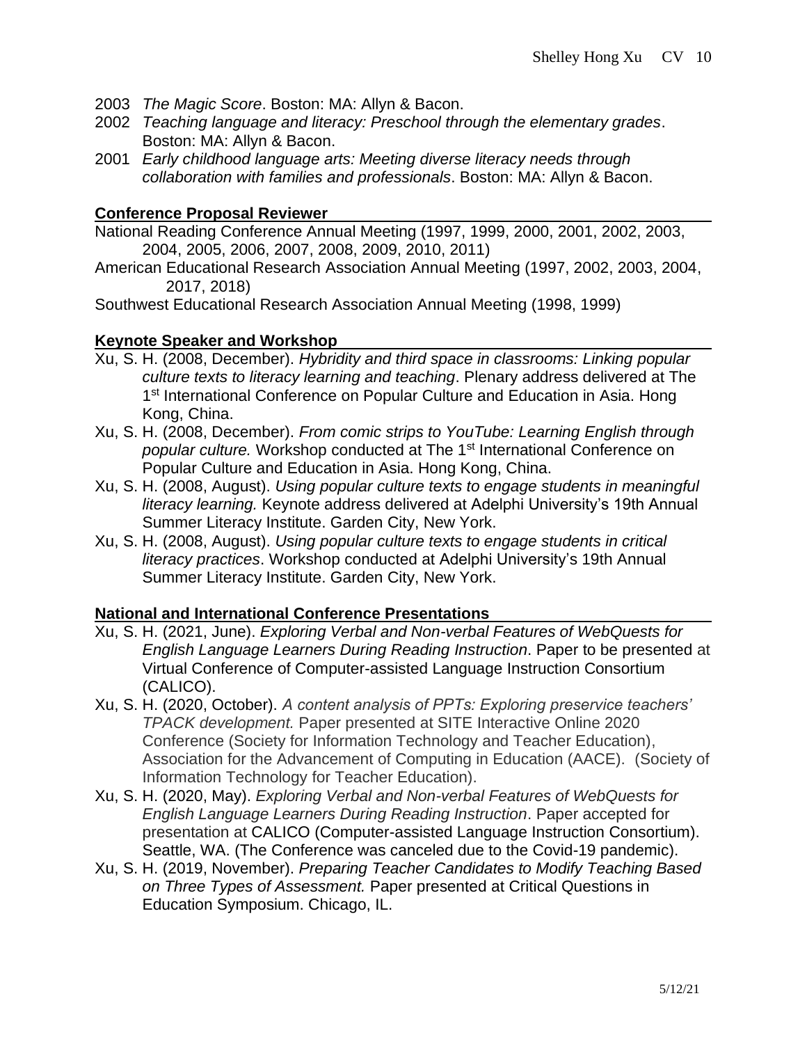2003 *The Magic Score*. Boston: MA: Allyn & Bacon.

2002 *Teaching language and literacy: Preschool through the elementary grades*. Boston: MA: Allyn & Bacon.

2001 *Early childhood language arts: Meeting diverse literacy needs through collaboration with families and professionals*. Boston: MA: Allyn & Bacon.

## Conference Proposal Reviewer

National Reading Conference Annual Meeting (1997, 1999, 2000, 2001, 2002, 2003, 2004, 2005, 2006, 2007, 2008, 2009, 2010, 2011)

American Educational Research Association Annual Meeting (1997, 2002, 2003, 2004, 2017, 2018)

Southwest Educational Research Association Annual Meeting (1998, 1999)

## Keynote Speaker and Workshop

Xu, S. H. (2008, December). *Hybridity and third space in classrooms: Linking popular culture texts to literacy learning and teaching*. Plenary address delivered at The 1st International Conference on Popular Culture and Education in Asia. Hong Kong, China.

Xu, S. H. (2008, December). *From comic strips to YouTube: Learning English through popular culture.* Workshop conducted at The 1st International Conference on Popular Culture and Education in Asia. Hong Kong, China.

Xu, S. H. (2008, August). *Using popular culture texts to engage students in meaningful literacy learning.* Keynote address delivered at Adelphi University's 19th Annual Summer Literacy Institute. Garden City, New York.

Xu, S. H. (2008, August). *Using popular culture texts to engage students in critical literacy practices*. Workshop conducted at Adelphi University's 19th Annual Summer Literacy Institute. Garden City, New York.

## National and International Conference Presentations

Xu, S. H. (2021, June). *Exploring Verbal and Non-verbal Features of WebQuests for English Language Learners During Reading Instruction*. Paper to be presented at Virtual Conference of Computer-assisted Language Instruction Consortium (CALICO).

Xu, S. H. (2020, October). *A content analysis of PPTs: Exploring preservice teachers' TPACK development.* Paper presented at SITE Interactive Online 2020 Conference (Society for Information Technology and Teacher Education), Association for the Advancement of Computing in Education (AACE). (Society of Information Technology for Teacher Education).

Xu, S. H. (2020, May). *Exploring Verbal and Non-verbal Features of WebQuests for English Language Learners During Reading Instruction*. Paper accepted for presentation at CALICO (Computer-assisted Language Instruction Consortium). Seattle, WA. (The Conference was canceled due to the Covid-19 pandemic).

Xu, S. H. (2019, November). *Preparing Teacher Candidates to Modify Teaching Based on Three Types of Assessment.* Paper presented at Critical Questions in Education Symposium. Chicago, IL.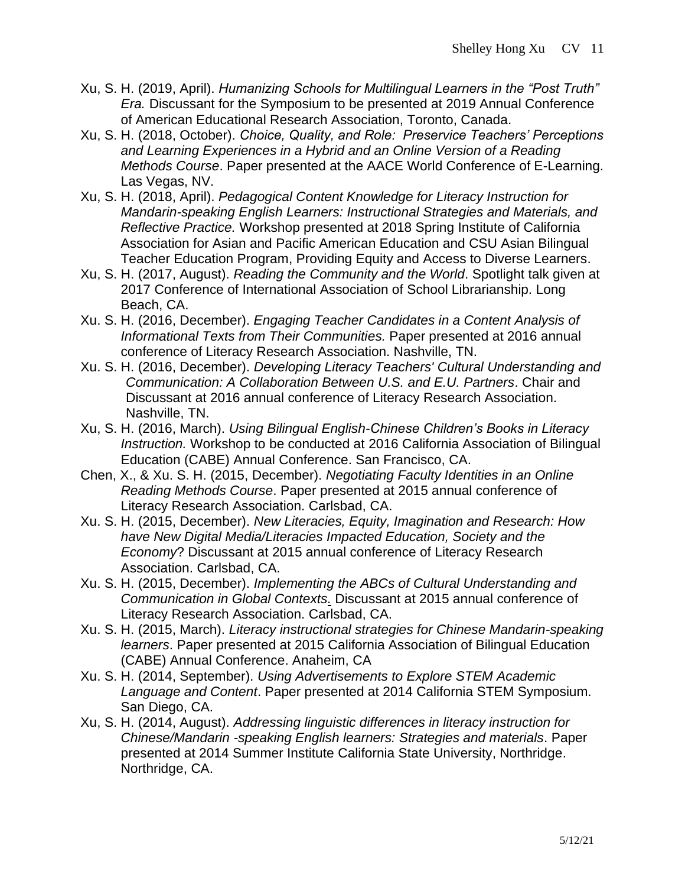Xu, S. H. (2019, April). *Humanizing Schools for Multilingual Learners in the "Post Truth" Era.* Discussant for the Symposium to be presented at 2019 Annual Conference of American Educational Research Association, Toronto, Canada.

Xu, S. H. (2018, October). *Choice, Quality, and Role: Preservice Teachers' Perceptions and Learning Experiences in a Hybrid and an Online Version of a Reading Methods Course*. Paper presented at the AACE World Conference of E-Learning. Las Vegas, NV.

Xu, S. H. (2018, April). *Pedagogical Content Knowledge for Literacy Instruction for Mandarin-speaking English Learners: Instructional Strategies and Materials, and Reflective Practice.* Workshop presented at 2018 Spring Institute of California Association for Asian and Pacific American Education and CSU Asian Bilingual Teacher Education Program, Providing Equity and Access to Diverse Learners.

Xu, S. H. (2017, August). *Reading the Community and the World*. Spotlight talk given at 2017 Conference of International Association of School Librarianship. Long Beach, CA.

Xu. S. H. (2016, December). *Engaging Teacher Candidates in a Content Analysis of Informational Texts from Their Communities.* Paper presented at 2016 annual conference of Literacy Research Association. Nashville, TN.

Xu. S. H. (2016, December). *Developing Literacy Teachers' Cultural Understanding and Communication: A Collaboration Between U.S. and E.U. Partners*. Chair and Discussant at 2016 annual conference of Literacy Research Association. Nashville, TN.

Xu, S. H. (2016, March). *Using Bilingual English-Chinese Children's Books in Literacy Instruction.* Workshop to be conducted at 2016 California Association of Bilingual Education (CABE) Annual Conference. San Francisco, CA.

Chen, X., & Xu. S. H. (2015, December). *Negotiating Faculty Identities in an Online Reading Methods Course*. Paper presented at 2015 annual conference of Literacy Research Association. Carlsbad, CA.

Xu. S. H. (2015, December). *New Literacies, Equity, Imagination and Research: How have New Digital Media/Literacies Impacted Education, Society and the Economy*? Discussant at 2015 annual conference of Literacy Research Association. Carlsbad, CA.

Xu. S. H. (2015, December). *Implementing the ABCs of Cultural Understanding and Communication in Global Contexts*. Discussant at 2015 annual conference of Literacy Research Association. Carlsbad, CA.

Xu. S. H. (2015, March). *Literacy instructional strategies for Chinese Mandarin-speaking learners*. Paper presented at 2015 California Association of Bilingual Education (CABE) Annual Conference. Anaheim, CA

Xu. S. H. (2014, September). *Using Advertisements to Explore STEM Academic Language and Content*. Paper presented at 2014 California STEM Symposium. San Diego, CA.

Xu, S. H. (2014, August). *Addressing linguistic differences in literacy instruction for Chinese/Mandarin -speaking English learners: Strategies and materials*. Paper presented at 2014 Summer Institute California State University, Northridge. Northridge, CA.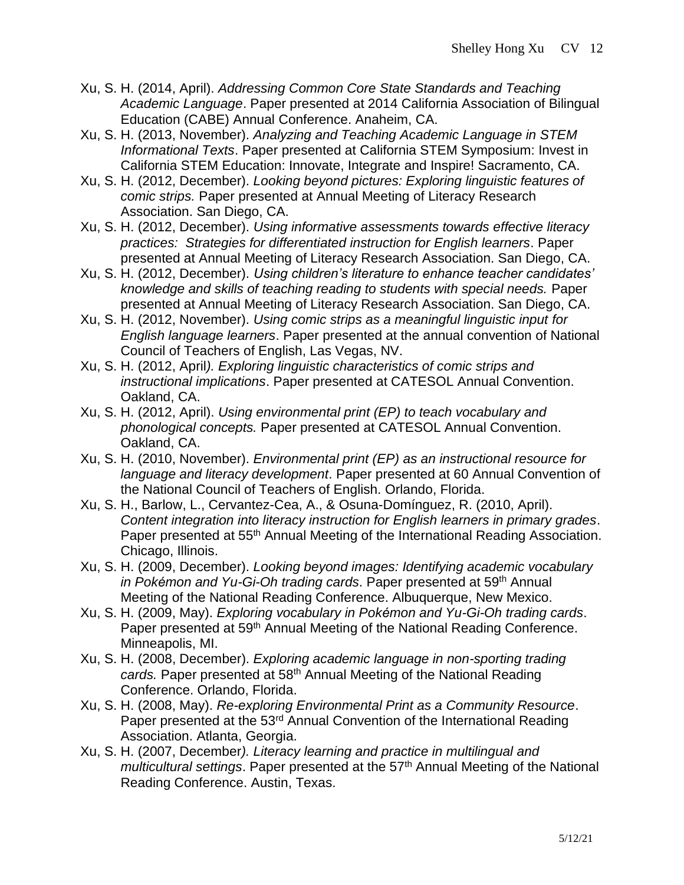Xu, S. H. (2014, April). *Addressing Common Core State Standards and Teaching Academic Language*. Paper presented at 2014 California Association of Bilingual Education (CABE) Annual Conference. Anaheim, CA.

Xu, S. H. (2013, November). *Analyzing and Teaching Academic Language in STEM Informational Texts*. Paper presented at California STEM Symposium: Invest in California STEM Education: Innovate, Integrate and Inspire! Sacramento, CA.

Xu, S. H. (2012, December). *Looking beyond pictures: Exploring linguistic features of comic strips.* Paper presented at Annual Meeting of Literacy Research Association. San Diego, CA.

Xu, S. H. (2012, December). *Using informative assessments towards effective literacy practices: Strategies for differentiated instruction for English learners*. Paper presented at Annual Meeting of Literacy Research Association. San Diego, CA.

Xu, S. H. (2012, December). *Using children's literature to enhance teacher candidates' knowledge and skills of teaching reading to students with special needs.* Paper presented at Annual Meeting of Literacy Research Association. San Diego, CA.

Xu, S. H. (2012, November). *Using comic strips as a meaningful linguistic input for English language learners*. Paper presented at the annual convention of National Council of Teachers of English, Las Vegas, NV.

Xu, S. H. (2012, April*). Exploring linguistic characteristics of comic strips and instructional implications*. Paper presented at CATESOL Annual Convention. Oakland, CA.

Xu, S. H. (2012, April). *Using environmental print (EP) to teach vocabulary and phonological concepts.* Paper presented at CATESOL Annual Convention. Oakland, CA.

Xu, S. H. (2010, November). *Environmental print (EP) as an instructional resource for language and literacy development*. Paper presented at 60 Annual Convention of the National Council of Teachers of English. Orlando, Florida.

Xu, S. H., Barlow, L., Cervantez-Cea, A., & Osuna-Domínguez, R. (2010, April). *Content integration into literacy instruction for English learners in primary grades*. Paper presented at 55th Annual Meeting of the International Reading Association. Chicago, Illinois.

Xu, S. H. (2009, December). *Looking beyond images: Identifying academic vocabulary in Pokémon and Yu-Gi-Oh trading cards*. Paper presented at 59th Annual Meeting of the National Reading Conference. Albuquerque, New Mexico.

Xu, S. H. (2009, May). *Exploring vocabulary in Pokémon and Yu-Gi-Oh trading cards*. Paper presented at 59th Annual Meeting of the National Reading Conference. Minneapolis, MI.

Xu, S. H. (2008, December). *Exploring academic language in non-sporting trading cards.* Paper presented at 58th Annual Meeting of the National Reading Conference. Orlando, Florida.

Xu, S. H. (2008, May). *Re-exploring Environmental Print as a Community Resource*. Paper presented at the 53rd Annual Convention of the International Reading Association. Atlanta, Georgia.

Xu, S. H. (2007, December*). Literacy learning and practice in multilingual and multicultural settings*. Paper presented at the 57th Annual Meeting of the National Reading Conference. Austin, Texas.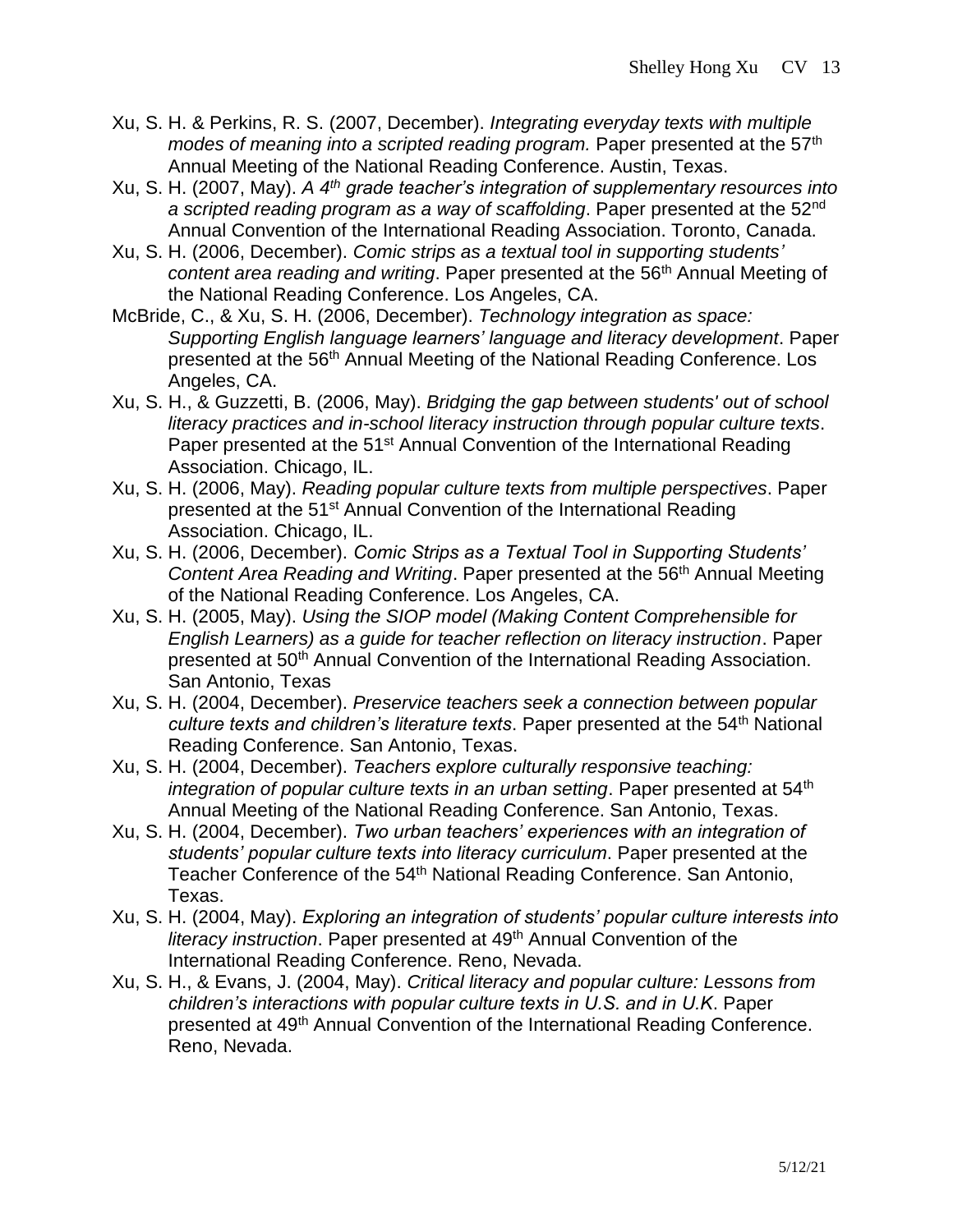- Xu, S. H. & Perkins, R. S. (2007, December). *Integrating everyday texts with multiple modes of meaning into a scripted reading program.* Paper presented at the 57th Annual Meeting of the National Reading Conference. Austin, Texas.
- Xu, S. H. (2007, May). *A 4th grade teacher's integration of supplementary resources into a scripted reading program as a way of scaffolding*. Paper presented at the 52nd Annual Convention of the International Reading Association. Toronto, Canada.
- Xu, S. H. (2006, December). *Comic strips as a textual tool in supporting students' content area reading and writing*. Paper presented at the 56th Annual Meeting of the National Reading Conference. Los Angeles, CA.
- McBride, C., & Xu, S. H. (2006, December). *Technology integration as space: Supporting English language learners' language and literacy development*. Paper presented at the 56th Annual Meeting of the National Reading Conference. Los Angeles, CA.
- Xu, S. H., & Guzzetti, B. (2006, May). *Bridging the gap between students' out of school literacy practices and in-school literacy instruction through popular culture texts*. Paper presented at the 51st Annual Convention of the International Reading Association. Chicago, IL.
- Xu, S. H. (2006, May). *Reading popular culture texts from multiple perspectives*. Paper presented at the 51st Annual Convention of the International Reading Association. Chicago, IL.
- Xu, S. H. (2006, December). *Comic Strips as a Textual Tool in Supporting Students' Content Area Reading and Writing*. Paper presented at the 56th Annual Meeting of the National Reading Conference. Los Angeles, CA.
- Xu, S. H. (2005, May). *Using the SIOP model (Making Content Comprehensible for English Learners) as a guide for teacher reflection on literacy instruction*. Paper presented at 50th Annual Convention of the International Reading Association. San Antonio, Texas
- Xu, S. H. (2004, December). *Preservice teachers seek a connection between popular culture texts and children's literature texts*. Paper presented at the 54th National Reading Conference. San Antonio, Texas.
- Xu, S. H. (2004, December). *Teachers explore culturally responsive teaching: integration of popular culture texts in an urban setting*. Paper presented at 54th Annual Meeting of the National Reading Conference. San Antonio, Texas.
- Xu, S. H. (2004, December). *Two urban teachers' experiences with an integration of students' popular culture texts into literacy curriculum*. Paper presented at the Teacher Conference of the 54th National Reading Conference. San Antonio, Texas.
- Xu, S. H. (2004, May). *Exploring an integration of students' popular culture interests into literacy instruction*. Paper presented at 49th Annual Convention of the International Reading Conference. Reno, Nevada.
- Xu, S. H., & Evans, J. (2004, May). *Critical literacy and popular culture: Lessons from children's interactions with popular culture texts in U.S. and in U.K*. Paper presented at 49th Annual Convention of the International Reading Conference. Reno, Nevada.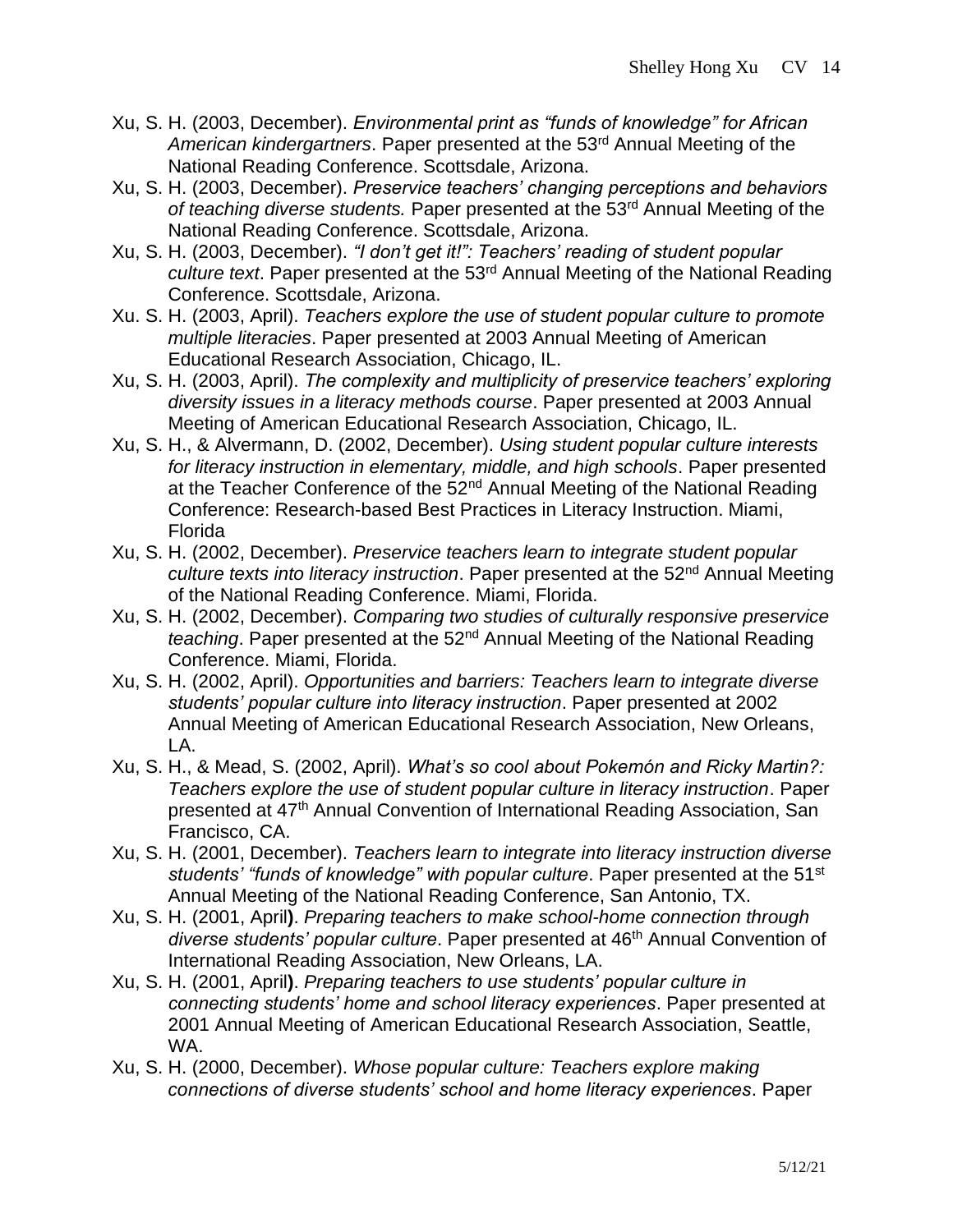Xu, S. H. (2003, December). *Environmental print as "funds of knowledge" for African American kindergartners*. Paper presented at the 53rd Annual Meeting of the National Reading Conference. Scottsdale, Arizona.

Xu, S. H. (2003, December). *Preservice teachers' changing perceptions and behaviors of teaching diverse students.* Paper presented at the 53rd Annual Meeting of the National Reading Conference. Scottsdale, Arizona.

Xu, S. H. (2003, December). *"I don't get it!": Teachers' reading of student popular culture text*. Paper presented at the 53rd Annual Meeting of the National Reading Conference. Scottsdale, Arizona.

Xu. S. H. (2003, April). *Teachers explore the use of student popular culture to promote multiple literacies*. Paper presented at 2003 Annual Meeting of American Educational Research Association, Chicago, IL.

Xu, S. H. (2003, April). *The complexity and multiplicity of preservice teachers' exploring diversity issues in a literacy methods course*. Paper presented at 2003 Annual Meeting of American Educational Research Association, Chicago, IL.

Xu, S. H., & Alvermann, D. (2002, December). *Using student popular culture interests for literacy instruction in elementary, middle, and high schools*. Paper presented at the Teacher Conference of the 52nd Annual Meeting of the National Reading Conference: Research-based Best Practices in Literacy Instruction. Miami, Florida

Xu, S. H. (2002, December). *Preservice teachers learn to integrate student popular culture texts into literacy instruction*. Paper presented at the 52nd Annual Meeting of the National Reading Conference. Miami, Florida.

Xu, S. H. (2002, December). *Comparing two studies of culturally responsive preservice teaching*. Paper presented at the 52nd Annual Meeting of the National Reading Conference. Miami, Florida.

Xu, S. H. (2002, April). *Opportunities and barriers: Teachers learn to integrate diverse students' popular culture into literacy instruction*. Paper presented at 2002 Annual Meeting of American Educational Research Association, New Orleans, LA.

Xu, S. H., & Mead, S. (2002, April). *What's so cool about Pokemón and Ricky Martin?: Teachers explore the use of student popular culture in literacy instruction*. Paper presented at 47th Annual Convention of International Reading Association, San Francisco, CA.

Xu, S. H. (2001, December). *Teachers learn to integrate into literacy instruction diverse students' "funds of knowledge" with popular culture*. Paper presented at the 51st Annual Meeting of the National Reading Conference, San Antonio, TX.

Xu, S. H. (2001, April**)**. *Preparing teachers to make school-home connection through diverse students' popular culture*. Paper presented at 46th Annual Convention of International Reading Association, New Orleans, LA.

Xu, S. H. (2001, April**)**. *Preparing teachers to use students' popular culture in connecting students' home and school literacy experiences*. Paper presented at 2001 Annual Meeting of American Educational Research Association, Seattle, WA.

Xu, S. H. (2000, December). *Whose popular culture: Teachers explore making connections of diverse students' school and home literacy experiences*. Paper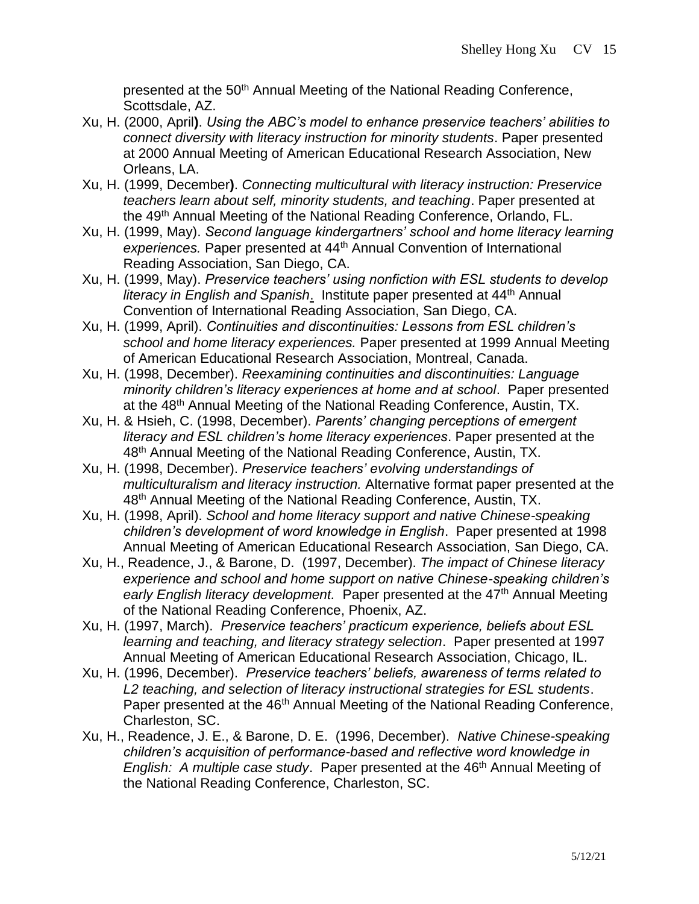presented at the 50th Annual Meeting of the National Reading Conference, Scottsdale, AZ.

Xu, H. (2000, April). *Using the ABC's model to enhance preservice teachers' abilities to connect diversity with literacy instruction for minority students*. Paper presented at 2000 Annual Meeting of American Educational Research Association, New Orleans, LA.

Xu, H. (1999, December). *Connecting multicultural with literacy instruction: Preservice teachers learn about self, minority students, and teaching*. Paper presented at the 49th Annual Meeting of the National Reading Conference, Orlando, FL.

Xu, H. (1999, May). *Second language kindergartners' school and home literacy learning experiences.* Paper presented at 44th Annual Convention of International Reading Association, San Diego, CA.

Xu, H. (1999, May). *Preservice teachers' using nonfiction with ESL students to develop literacy in English and Spanish*. Institute paper presented at 44th Annual Convention of International Reading Association, San Diego, CA.

Xu, H. (1999, April). *Continuities and discontinuities: Lessons from ESL children's school and home literacy experiences.* Paper presented at 1999 Annual Meeting of American Educational Research Association, Montreal, Canada.

Xu, H. (1998, December). *Reexamining continuities and discontinuities: Language minority children's literacy experiences at home and at school*. Paper presented at the 48th Annual Meeting of the National Reading Conference, Austin, TX.

Xu, H. & Hsieh, C. (1998, December). *Parents' changing perceptions of emergent literacy and ESL children's home literacy experiences*. Paper presented at the 48th Annual Meeting of the National Reading Conference, Austin, TX.

Xu, H. (1998, December). *Preservice teachers' evolving understandings of multiculturalism and literacy instruction.* Alternative format paper presented at the 48th Annual Meeting of the National Reading Conference, Austin, TX.

Xu, H. (1998, April). *School and home literacy support and native Chinese-speaking children's development of word knowledge in English*. Paper presented at 1998 Annual Meeting of American Educational Research Association, San Diego, CA.

Xu, H., Readence, J., & Barone, D. (1997, December). *The impact of Chinese literacy experience and school and home support on native Chinese-speaking children's early English literacy development.* Paper presented at the 47th Annual Meeting of the National Reading Conference, Phoenix, AZ.

Xu, H. (1997, March). *Preservice teachers' practicum experience, beliefs about ESL learning and teaching, and literacy strategy selection*. Paper presented at 1997 Annual Meeting of American Educational Research Association, Chicago, IL.

Xu, H. (1996, December). *Preservice teachers' beliefs, awareness of terms related to L2 teaching, and selection of literacy instructional strategies for ESL students*. Paper presented at the 46th Annual Meeting of the National Reading Conference, Charleston, SC.

Xu, H., Readence, J. E., & Barone, D. E. (1996, December). *Native Chinese-speaking children's acquisition of performance-based and reflective word knowledge in English: A multiple case study*. Paper presented at the 46th Annual Meeting of the National Reading Conference, Charleston, SC.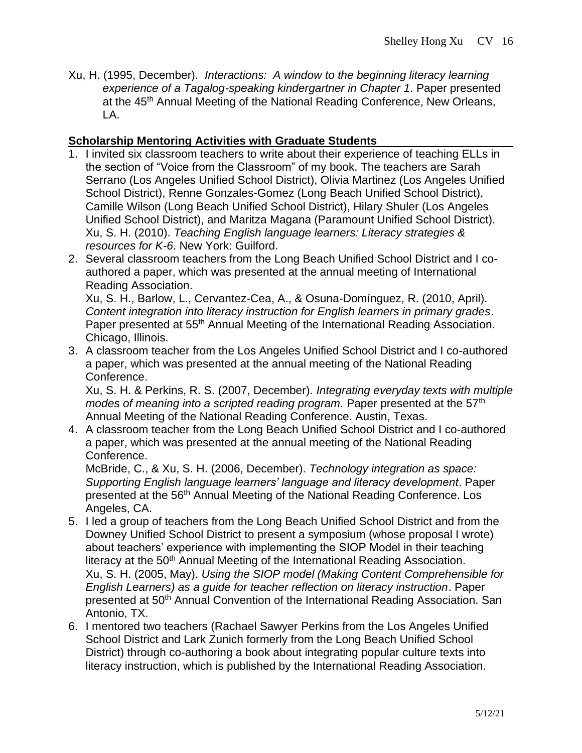Xu, H. (1995, December). *Interactions: A window to the beginning literacy learning experience of a Tagalog-speaking kindergartner in Chapter 1*. Paper presented at the 45th Annual Meeting of the National Reading Conference, New Orleans, LA.

## Scholarship Mentoring Activities with Graduate Students

1. I invited six classroom teachers to write about their experience of teaching ELLs in the section of "Voice from the Classroom" of my book. The teachers are Sarah Serrano (Los Angeles Unified School District), Olivia Martinez (Los Angeles Unified School District), Renne Gonzales-Gomez (Long Beach Unified School District), Camille Wilson (Long Beach Unified School District), Hilary Shuler (Los Angeles Unified School District), and Maritza Magana (Paramount Unified School District).
   Xu, S. H. (2010). *Teaching English language learners: Literacy strategies & resources for K-6*. New York: Guilford.
2. Several classroom teachers from the Long Beach Unified School District and I co-authored a paper, which was presented at the annual meeting of International Reading Association.
   Xu, S. H., Barlow, L., Cervantez-Cea, A., & Osuna-Domínguez, R. (2010, April). *Content integration into literacy instruction for English learners in primary grades*. Paper presented at 55th Annual Meeting of the International Reading Association. Chicago, Illinois.
3. A classroom teacher from the Los Angeles Unified School District and I co-authored a paper, which was presented at the annual meeting of the National Reading Conference.
   Xu, S. H. & Perkins, R. S. (2007, December). *Integrating everyday texts with multiple modes of meaning into a scripted reading program.* Paper presented at the 57th Annual Meeting of the National Reading Conference. Austin, Texas.
4. A classroom teacher from the Long Beach Unified School District and I co-authored a paper, which was presented at the annual meeting of the National Reading Conference.
   McBride, C., & Xu, S. H. (2006, December). *Technology integration as space: Supporting English language learners' language and literacy development*. Paper presented at the 56th Annual Meeting of the National Reading Conference. Los Angeles, CA.
5. I led a group of teachers from the Long Beach Unified School District and from the Downey Unified School District to present a symposium (whose proposal I wrote) about teachers' experience with implementing the SIOP Model in their teaching literacy at the 50th Annual Meeting of the International Reading Association.
   Xu, S. H. (2005, May). *Using the SIOP model (Making Content Comprehensible for English Learners) as a guide for teacher reflection on literacy instruction*. Paper presented at 50th Annual Convention of the International Reading Association. San Antonio, TX.
6. I mentored two teachers (Rachael Sawyer Perkins from the Los Angeles Unified School District and Lark Zunich formerly from the Long Beach Unified School District) through co-authoring a book about integrating popular culture texts into literacy instruction, which is published by the International Reading Association.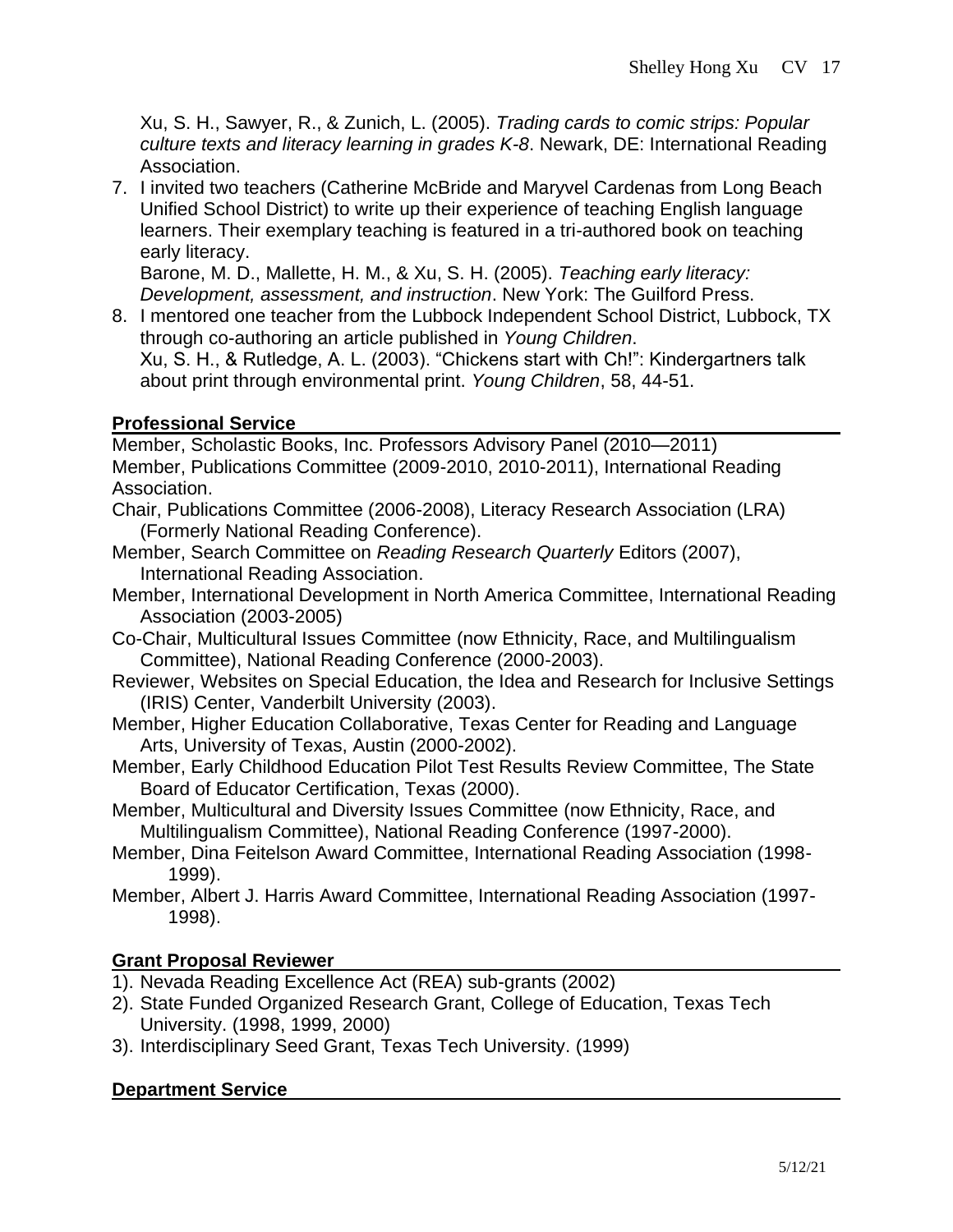Xu, S. H., Sawyer, R., & Zunich, L. (2005). *Trading cards to comic strips: Popular culture texts and literacy learning in grades K-8*. Newark, DE: International Reading Association.

7. I invited two teachers (Catherine McBride and Maryvel Cardenas from Long Beach Unified School District) to write up their experience of teaching English language learners. Their exemplary teaching is featured in a tri-authored book on teaching early literacy.
   Barone, M. D., Mallette, H. M., & Xu, S. H. (2005). *Teaching early literacy: Development, assessment, and instruction*. New York: The Guilford Press.
8. I mentored one teacher from the Lubbock Independent School District, Lubbock, TX through co-authoring an article published in *Young Children*.
   Xu, S. H., & Rutledge, A. L. (2003). "Chickens start with Ch!": Kindergartners talk about print through environmental print. *Young Children*, 58, 44-51.

## Professional Service

Member, Scholastic Books, Inc. Professors Advisory Panel (2010—2011)

Member, Publications Committee (2009-2010, 2010-2011), International Reading Association.

Chair, Publications Committee (2006-2008), Literacy Research Association (LRA) (Formerly National Reading Conference).

Member, Search Committee on *Reading Research Quarterly* Editors (2007), International Reading Association.

Member, International Development in North America Committee, International Reading Association (2003-2005)

Co-Chair, Multicultural Issues Committee (now Ethnicity, Race, and Multilingualism Committee), National Reading Conference (2000-2003).

Reviewer, Websites on Special Education, the Idea and Research for Inclusive Settings (IRIS) Center, Vanderbilt University (2003).

Member, Higher Education Collaborative, Texas Center for Reading and Language Arts, University of Texas, Austin (2000-2002).

Member, Early Childhood Education Pilot Test Results Review Committee, The State Board of Educator Certification, Texas (2000).

Member, Multicultural and Diversity Issues Committee (now Ethnicity, Race, and Multilingualism Committee), National Reading Conference (1997-2000).

Member, Dina Feitelson Award Committee, International Reading Association (1998-1999).

Member, Albert J. Harris Award Committee, International Reading Association (1997-1998).

## Grant Proposal Reviewer

1). Nevada Reading Excellence Act (REA) sub-grants (2002)

2). State Funded Organized Research Grant, College of Education, Texas Tech University. (1998, 1999, 2000)

3). Interdisciplinary Seed Grant, Texas Tech University. (1999)

## Department Service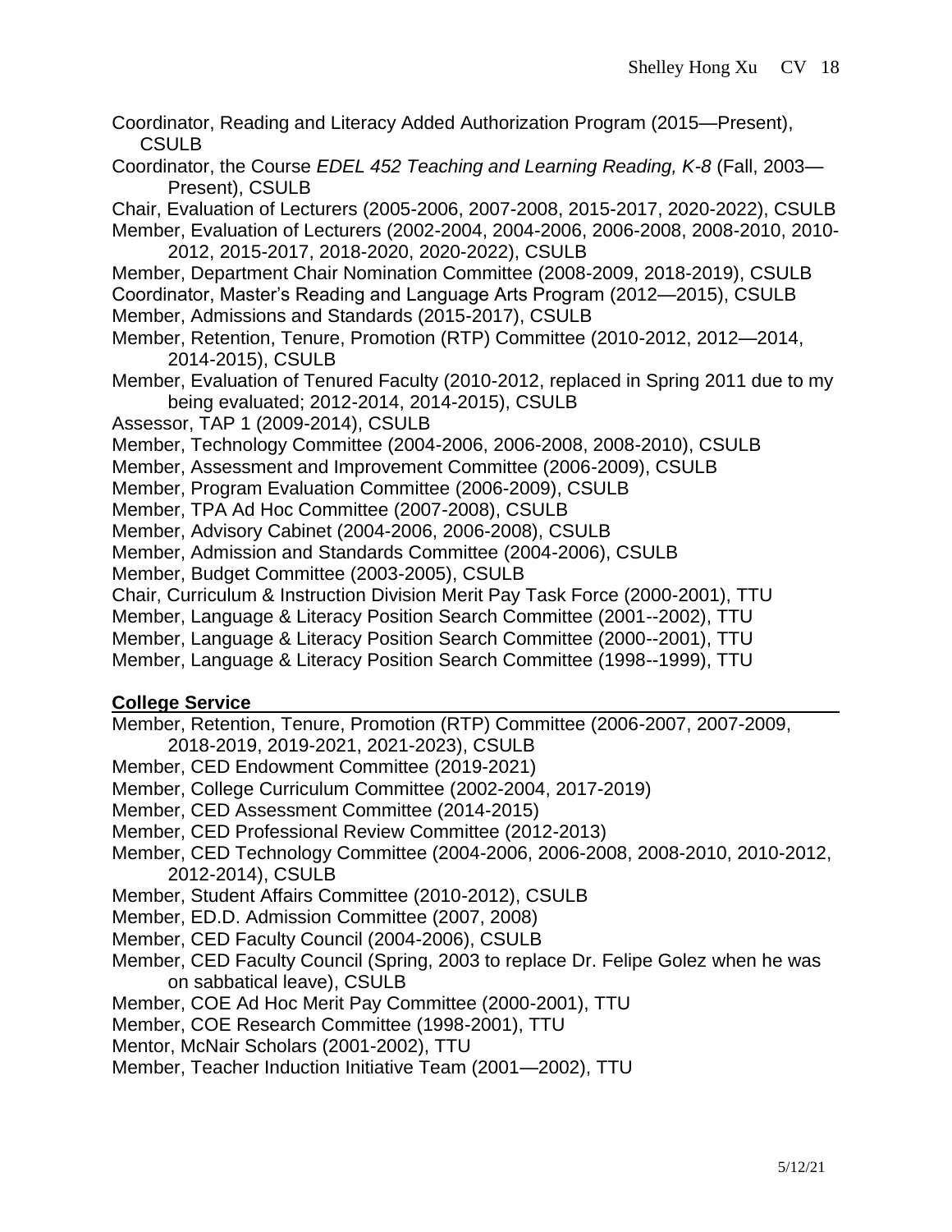Coordinator, Reading and Literacy Added Authorization Program (2015—Present), CSULB

Coordinator, the Course *EDEL 452 Teaching and Learning Reading, K-8* (Fall, 2003—Present), CSULB

Chair, Evaluation of Lecturers (2005-2006, 2007-2008, 2015-2017, 2020-2022), CSULB

Member, Evaluation of Lecturers (2002-2004, 2004-2006, 2006-2008, 2008-2010, 2010-2012, 2015-2017, 2018-2020, 2020-2022), CSULB

Member, Department Chair Nomination Committee (2008-2009, 2018-2019), CSULB

Coordinator, Master's Reading and Language Arts Program (2012—2015), CSULB

Member, Admissions and Standards (2015-2017), CSULB

Member, Retention, Tenure, Promotion (RTP) Committee (2010-2012, 2012—2014, 2014-2015), CSULB

Member, Evaluation of Tenured Faculty (2010-2012, replaced in Spring 2011 due to my being evaluated; 2012-2014, 2014-2015), CSULB

Assessor, TAP 1 (2009-2014), CSULB

Member, Technology Committee (2004-2006, 2006-2008, 2008-2010), CSULB

Member, Assessment and Improvement Committee (2006-2009), CSULB

Member, Program Evaluation Committee (2006-2009), CSULB

Member, TPA Ad Hoc Committee (2007-2008), CSULB

Member, Advisory Cabinet (2004-2006, 2006-2008), CSULB

Member, Admission and Standards Committee (2004-2006), CSULB

Member, Budget Committee (2003-2005), CSULB

Chair, Curriculum & Instruction Division Merit Pay Task Force (2000-2001), TTU

Member, Language & Literacy Position Search Committee (2001--2002), TTU

Member, Language & Literacy Position Search Committee (2000--2001), TTU

Member, Language & Literacy Position Search Committee (1998--1999), TTU

## College Service

Member, Retention, Tenure, Promotion (RTP) Committee (2006-2007, 2007-2009, 2018-2019, 2019-2021, 2021-2023), CSULB

Member, CED Endowment Committee (2019-2021)

Member, College Curriculum Committee (2002-2004, 2017-2019)

Member, CED Assessment Committee (2014-2015)

Member, CED Professional Review Committee (2012-2013)

Member, CED Technology Committee (2004-2006, 2006-2008, 2008-2010, 2010-2012, 2012-2014), CSULB

Member, Student Affairs Committee (2010-2012), CSULB

Member, ED.D. Admission Committee (2007, 2008)

Member, CED Faculty Council (2004-2006), CSULB

Member, CED Faculty Council (Spring, 2003 to replace Dr. Felipe Golez when he was on sabbatical leave), CSULB

Member, COE Ad Hoc Merit Pay Committee (2000-2001), TTU

Member, COE Research Committee (1998-2001), TTU

Mentor, McNair Scholars (2001-2002), TTU

Member, Teacher Induction Initiative Team (2001—2002), TTU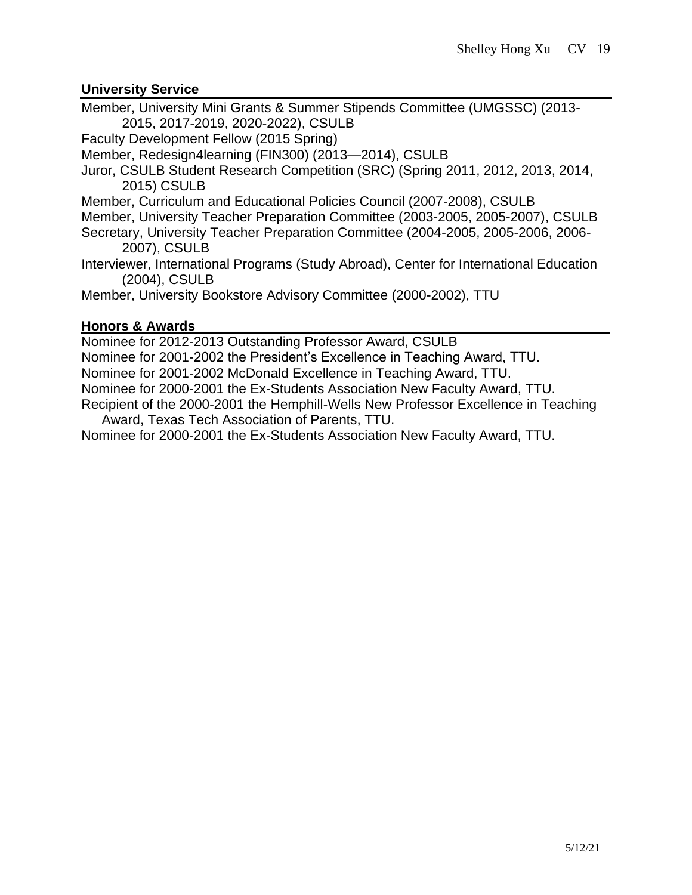## University Service

Member, University Mini Grants & Summer Stipends Committee (UMGSSC) (2013-2015, 2017-2019, 2020-2022), CSULB

Faculty Development Fellow (2015 Spring)

Member, Redesign4learning (FIN300) (2013—2014), CSULB

Juror, CSULB Student Research Competition (SRC) (Spring 2011, 2012, 2013, 2014, 2015) CSULB

Member, Curriculum and Educational Policies Council (2007-2008), CSULB

Member, University Teacher Preparation Committee (2003-2005, 2005-2007), CSULB

Secretary, University Teacher Preparation Committee (2004-2005, 2005-2006, 2006-2007), CSULB

Interviewer, International Programs (Study Abroad), Center for International Education (2004), CSULB

Member, University Bookstore Advisory Committee (2000-2002), TTU

## Honors & Awards

Nominee for 2012-2013 Outstanding Professor Award, CSULB

Nominee for 2001-2002 the President's Excellence in Teaching Award, TTU.

Nominee for 2001-2002 McDonald Excellence in Teaching Award, TTU.

Nominee for 2000-2001 the Ex-Students Association New Faculty Award, TTU.

Recipient of the 2000-2001 the Hemphill-Wells New Professor Excellence in Teaching Award, Texas Tech Association of Parents, TTU.

Nominee for 2000-2001 the Ex-Students Association New Faculty Award, TTU.

5/12/21